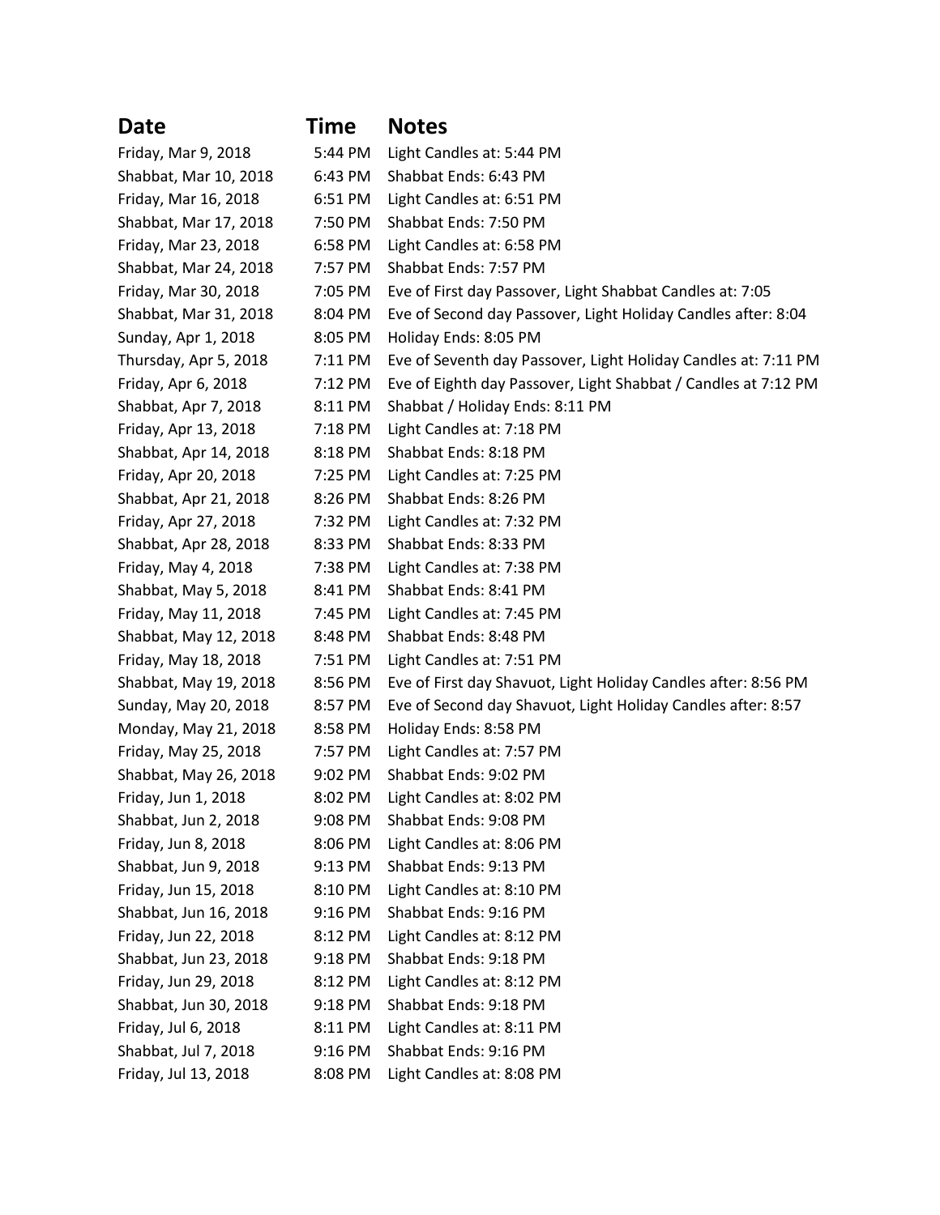| Date | Time | Notes |
| --- | --- | --- |
| Friday, Mar 9, 2018 | 5:44 PM | Light Candles at: 5:44 PM |
| Shabbat, Mar 10, 2018 | 6:43 PM | Shabbat Ends: 6:43 PM |
| Friday, Mar 16, 2018 | 6:51 PM | Light Candles at: 6:51 PM |
| Shabbat, Mar 17, 2018 | 7:50 PM | Shabbat Ends: 7:50 PM |
| Friday, Mar 23, 2018 | 6:58 PM | Light Candles at: 6:58 PM |
| Shabbat, Mar 24, 2018 | 7:57 PM | Shabbat Ends: 7:57 PM |
| Friday, Mar 30, 2018 | 7:05 PM | Eve of First day Passover, Light Shabbat Candles at: 7:05 |
| Shabbat, Mar 31, 2018 | 8:04 PM | Eve of Second day Passover, Light Holiday Candles after: 8:04 |
| Sunday, Apr 1, 2018 | 8:05 PM | Holiday Ends: 8:05 PM |
| Thursday, Apr 5, 2018 | 7:11 PM | Eve of Seventh day Passover, Light Holiday Candles at: 7:11 PM |
| Friday, Apr 6, 2018 | 7:12 PM | Eve of Eighth day Passover, Light Shabbat / Candles at 7:12 PM |
| Shabbat, Apr 7, 2018 | 8:11 PM | Shabbat / Holiday Ends: 8:11 PM |
| Friday, Apr 13, 2018 | 7:18 PM | Light Candles at: 7:18 PM |
| Shabbat, Apr 14, 2018 | 8:18 PM | Shabbat Ends: 8:18 PM |
| Friday, Apr 20, 2018 | 7:25 PM | Light Candles at: 7:25 PM |
| Shabbat, Apr 21, 2018 | 8:26 PM | Shabbat Ends: 8:26 PM |
| Friday, Apr 27, 2018 | 7:32 PM | Light Candles at: 7:32 PM |
| Shabbat, Apr 28, 2018 | 8:33 PM | Shabbat Ends: 8:33 PM |
| Friday, May 4, 2018 | 7:38 PM | Light Candles at: 7:38 PM |
| Shabbat, May 5, 2018 | 8:41 PM | Shabbat Ends: 8:41 PM |
| Friday, May 11, 2018 | 7:45 PM | Light Candles at: 7:45 PM |
| Shabbat, May 12, 2018 | 8:48 PM | Shabbat Ends: 8:48 PM |
| Friday, May 18, 2018 | 7:51 PM | Light Candles at: 7:51 PM |
| Shabbat, May 19, 2018 | 8:56 PM | Eve of First day Shavuot, Light Holiday Candles after: 8:56 PM |
| Sunday, May 20, 2018 | 8:57 PM | Eve of Second day Shavuot, Light Holiday Candles after: 8:57 |
| Monday, May 21, 2018 | 8:58 PM | Holiday Ends: 8:58 PM |
| Friday, May 25, 2018 | 7:57 PM | Light Candles at: 7:57 PM |
| Shabbat, May 26, 2018 | 9:02 PM | Shabbat Ends: 9:02 PM |
| Friday, Jun 1, 2018 | 8:02 PM | Light Candles at: 8:02 PM |
| Shabbat, Jun 2, 2018 | 9:08 PM | Shabbat Ends: 9:08 PM |
| Friday, Jun 8, 2018 | 8:06 PM | Light Candles at: 8:06 PM |
| Shabbat, Jun 9, 2018 | 9:13 PM | Shabbat Ends: 9:13 PM |
| Friday, Jun 15, 2018 | 8:10 PM | Light Candles at: 8:10 PM |
| Shabbat, Jun 16, 2018 | 9:16 PM | Shabbat Ends: 9:16 PM |
| Friday, Jun 22, 2018 | 8:12 PM | Light Candles at: 8:12 PM |
| Shabbat, Jun 23, 2018 | 9:18 PM | Shabbat Ends: 9:18 PM |
| Friday, Jun 29, 2018 | 8:12 PM | Light Candles at: 8:12 PM |
| Shabbat, Jun 30, 2018 | 9:18 PM | Shabbat Ends: 9:18 PM |
| Friday, Jul 6, 2018 | 8:11 PM | Light Candles at: 8:11 PM |
| Shabbat, Jul 7, 2018 | 9:16 PM | Shabbat Ends: 9:16 PM |
| Friday, Jul 13, 2018 | 8:08 PM | Light Candles at: 8:08 PM |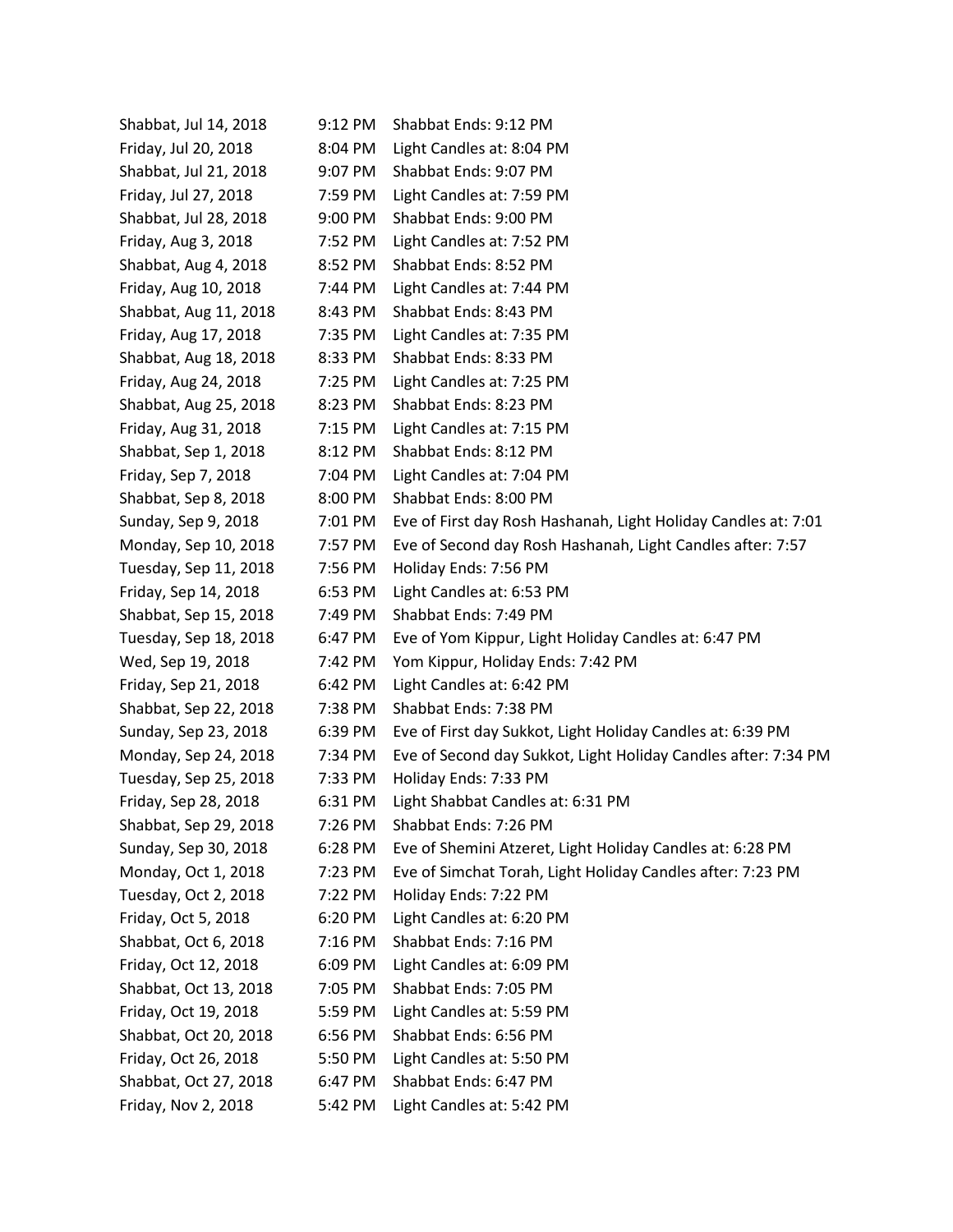| | | |
|---|---|---|
| Shabbat, Jul 14, 2018 | 9:12 PM | Shabbat Ends: 9:12 PM |
| Friday, Jul 20, 2018 | 8:04 PM | Light Candles at: 8:04 PM |
| Shabbat, Jul 21, 2018 | 9:07 PM | Shabbat Ends: 9:07 PM |
| Friday, Jul 27, 2018 | 7:59 PM | Light Candles at: 7:59 PM |
| Shabbat, Jul 28, 2018 | 9:00 PM | Shabbat Ends: 9:00 PM |
| Friday, Aug 3, 2018 | 7:52 PM | Light Candles at: 7:52 PM |
| Shabbat, Aug 4, 2018 | 8:52 PM | Shabbat Ends: 8:52 PM |
| Friday, Aug 10, 2018 | 7:44 PM | Light Candles at: 7:44 PM |
| Shabbat, Aug 11, 2018 | 8:43 PM | Shabbat Ends: 8:43 PM |
| Friday, Aug 17, 2018 | 7:35 PM | Light Candles at: 7:35 PM |
| Shabbat, Aug 18, 2018 | 8:33 PM | Shabbat Ends: 8:33 PM |
| Friday, Aug 24, 2018 | 7:25 PM | Light Candles at: 7:25 PM |
| Shabbat, Aug 25, 2018 | 8:23 PM | Shabbat Ends: 8:23 PM |
| Friday, Aug 31, 2018 | 7:15 PM | Light Candles at: 7:15 PM |
| Shabbat, Sep 1, 2018 | 8:12 PM | Shabbat Ends: 8:12 PM |
| Friday, Sep 7, 2018 | 7:04 PM | Light Candles at: 7:04 PM |
| Shabbat, Sep 8, 2018 | 8:00 PM | Shabbat Ends: 8:00 PM |
| Sunday, Sep 9, 2018 | 7:01 PM | Eve of First day Rosh Hashanah, Light Holiday Candles at: 7:01 |
| Monday, Sep 10, 2018 | 7:57 PM | Eve of Second day Rosh Hashanah, Light Candles after: 7:57 |
| Tuesday, Sep 11, 2018 | 7:56 PM | Holiday Ends: 7:56 PM |
| Friday, Sep 14, 2018 | 6:53 PM | Light Candles at: 6:53 PM |
| Shabbat, Sep 15, 2018 | 7:49 PM | Shabbat Ends: 7:49 PM |
| Tuesday, Sep 18, 2018 | 6:47 PM | Eve of Yom Kippur, Light Holiday Candles at: 6:47 PM |
| Wed, Sep 19, 2018 | 7:42 PM | Yom Kippur, Holiday Ends: 7:42 PM |
| Friday, Sep 21, 2018 | 6:42 PM | Light Candles at: 6:42 PM |
| Shabbat, Sep 22, 2018 | 7:38 PM | Shabbat Ends: 7:38 PM |
| Sunday, Sep 23, 2018 | 6:39 PM | Eve of First day Sukkot, Light Holiday Candles at: 6:39 PM |
| Monday, Sep 24, 2018 | 7:34 PM | Eve of Second day Sukkot, Light Holiday Candles after: 7:34 PM |
| Tuesday, Sep 25, 2018 | 7:33 PM | Holiday Ends: 7:33 PM |
| Friday, Sep 28, 2018 | 6:31 PM | Light Shabbat Candles at: 6:31 PM |
| Shabbat, Sep 29, 2018 | 7:26 PM | Shabbat Ends: 7:26 PM |
| Sunday, Sep 30, 2018 | 6:28 PM | Eve of Shemini Atzeret, Light Holiday Candles at: 6:28 PM |
| Monday, Oct 1, 2018 | 7:23 PM | Eve of Simchat Torah, Light Holiday Candles after: 7:23 PM |
| Tuesday, Oct 2, 2018 | 7:22 PM | Holiday Ends: 7:22 PM |
| Friday, Oct 5, 2018 | 6:20 PM | Light Candles at: 6:20 PM |
| Shabbat, Oct 6, 2018 | 7:16 PM | Shabbat Ends: 7:16 PM |
| Friday, Oct 12, 2018 | 6:09 PM | Light Candles at: 6:09 PM |
| Shabbat, Oct 13, 2018 | 7:05 PM | Shabbat Ends: 7:05 PM |
| Friday, Oct 19, 2018 | 5:59 PM | Light Candles at: 5:59 PM |
| Shabbat, Oct 20, 2018 | 6:56 PM | Shabbat Ends: 6:56 PM |
| Friday, Oct 26, 2018 | 5:50 PM | Light Candles at: 5:50 PM |
| Shabbat, Oct 27, 2018 | 6:47 PM | Shabbat Ends: 6:47 PM |
| Friday, Nov 2, 2018 | 5:42 PM | Light Candles at: 5:42 PM |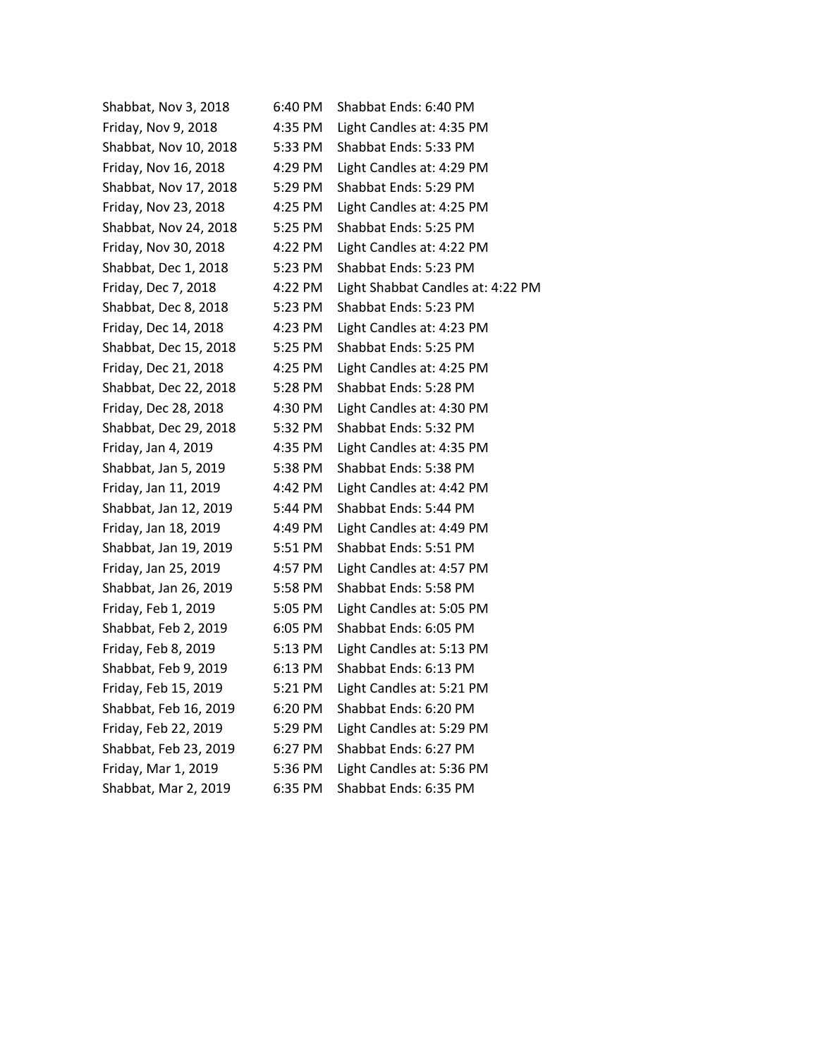| | | |
|---|---|---|
| Shabbat, Nov 3, 2018 | 6:40 PM | Shabbat Ends: 6:40 PM |
| Friday, Nov 9, 2018 | 4:35 PM | Light Candles at: 4:35 PM |
| Shabbat, Nov 10, 2018 | 5:33 PM | Shabbat Ends: 5:33 PM |
| Friday, Nov 16, 2018 | 4:29 PM | Light Candles at: 4:29 PM |
| Shabbat, Nov 17, 2018 | 5:29 PM | Shabbat Ends: 5:29 PM |
| Friday, Nov 23, 2018 | 4:25 PM | Light Candles at: 4:25 PM |
| Shabbat, Nov 24, 2018 | 5:25 PM | Shabbat Ends: 5:25 PM |
| Friday, Nov 30, 2018 | 4:22 PM | Light Candles at: 4:22 PM |
| Shabbat, Dec 1, 2018 | 5:23 PM | Shabbat Ends: 5:23 PM |
| Friday, Dec 7, 2018 | 4:22 PM | Light Shabbat Candles at: 4:22 PM |
| Shabbat, Dec 8, 2018 | 5:23 PM | Shabbat Ends: 5:23 PM |
| Friday, Dec 14, 2018 | 4:23 PM | Light Candles at: 4:23 PM |
| Shabbat, Dec 15, 2018 | 5:25 PM | Shabbat Ends: 5:25 PM |
| Friday, Dec 21, 2018 | 4:25 PM | Light Candles at: 4:25 PM |
| Shabbat, Dec 22, 2018 | 5:28 PM | Shabbat Ends: 5:28 PM |
| Friday, Dec 28, 2018 | 4:30 PM | Light Candles at: 4:30 PM |
| Shabbat, Dec 29, 2018 | 5:32 PM | Shabbat Ends: 5:32 PM |
| Friday, Jan 4, 2019 | 4:35 PM | Light Candles at: 4:35 PM |
| Shabbat, Jan 5, 2019 | 5:38 PM | Shabbat Ends: 5:38 PM |
| Friday, Jan 11, 2019 | 4:42 PM | Light Candles at: 4:42 PM |
| Shabbat, Jan 12, 2019 | 5:44 PM | Shabbat Ends: 5:44 PM |
| Friday, Jan 18, 2019 | 4:49 PM | Light Candles at: 4:49 PM |
| Shabbat, Jan 19, 2019 | 5:51 PM | Shabbat Ends: 5:51 PM |
| Friday, Jan 25, 2019 | 4:57 PM | Light Candles at: 4:57 PM |
| Shabbat, Jan 26, 2019 | 5:58 PM | Shabbat Ends: 5:58 PM |
| Friday, Feb 1, 2019 | 5:05 PM | Light Candles at: 5:05 PM |
| Shabbat, Feb 2, 2019 | 6:05 PM | Shabbat Ends: 6:05 PM |
| Friday, Feb 8, 2019 | 5:13 PM | Light Candles at: 5:13 PM |
| Shabbat, Feb 9, 2019 | 6:13 PM | Shabbat Ends: 6:13 PM |
| Friday, Feb 15, 2019 | 5:21 PM | Light Candles at: 5:21 PM |
| Shabbat, Feb 16, 2019 | 6:20 PM | Shabbat Ends: 6:20 PM |
| Friday, Feb 22, 2019 | 5:29 PM | Light Candles at: 5:29 PM |
| Shabbat, Feb 23, 2019 | 6:27 PM | Shabbat Ends: 6:27 PM |
| Friday, Mar 1, 2019 | 5:36 PM | Light Candles at: 5:36 PM |
| Shabbat, Mar 2, 2019 | 6:35 PM | Shabbat Ends: 6:35 PM |